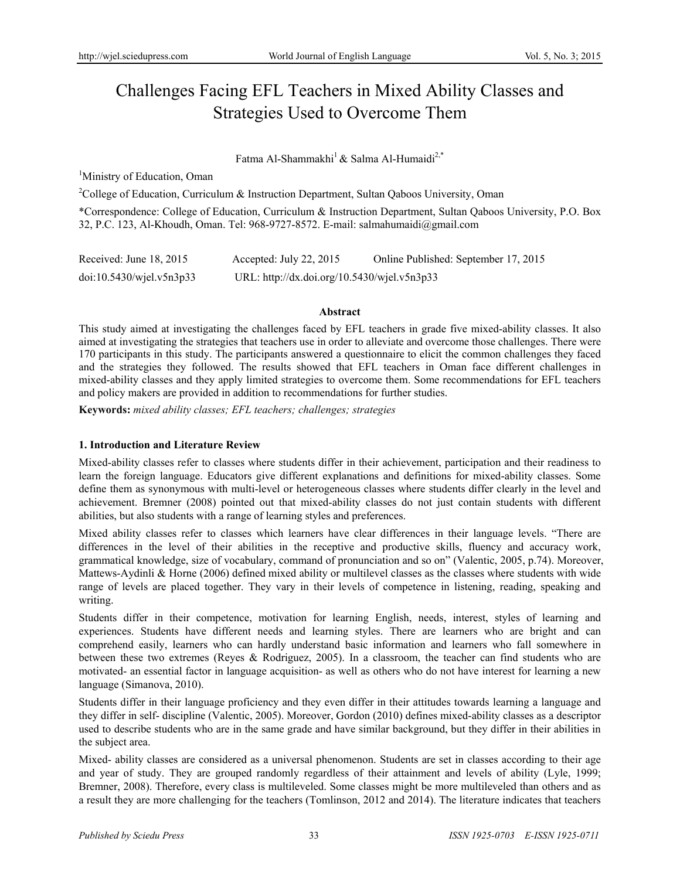# Challenges Facing EFL Teachers in Mixed Ability Classes and Strategies Used to Overcome Them

Fatma Al-Shammakhi[1] & Salma Al-Humaidi[2,*]

[1]Ministry of Education, Oman

[2]College of Education, Curriculum & Instruction Department, Sultan Qaboos University, Oman

*Correspondence: College of Education, Curriculum & Instruction Department, Sultan Qaboos University, P.O. Box 32, P.C. 123, Al-Khoudh, Oman. Tel: 968-9727-8572. E-mail: salmahumaidi@gmail.com

Received: June 18, 2015  Accepted: July 22, 2015  Online Published: September 17, 2015

doi:10.5430/wjel.v5n3p33  URL: http://dx.doi.org/10.5430/wjel.v5n3p33

## Abstract

This study aimed at investigating the challenges faced by EFL teachers in grade five mixed-ability classes. It also aimed at investigating the strategies that teachers use in order to alleviate and overcome those challenges. There were 170 participants in this study. The participants answered a questionnaire to elicit the common challenges they faced and the strategies they followed. The results showed that EFL teachers in Oman face different challenges in mixed-ability classes and they apply limited strategies to overcome them. Some recommendations for EFL teachers and policy makers are provided in addition to recommendations for further studies.

**Keywords:** *mixed ability classes; EFL teachers; challenges; strategies*

## 1. Introduction and Literature Review

Mixed-ability classes refer to classes where students differ in their achievement, participation and their readiness to learn the foreign language. Educators give different explanations and definitions for mixed-ability classes. Some define them as synonymous with multi-level or heterogeneous classes where students differ clearly in the level and achievement. Bremner (2008) pointed out that mixed-ability classes do not just contain students with different abilities, but also students with a range of learning styles and preferences.

Mixed ability classes refer to classes which learners have clear differences in their language levels. "There are differences in the level of their abilities in the receptive and productive skills, fluency and accuracy work, grammatical knowledge, size of vocabulary, command of pronunciation and so on" (Valentic, 2005, p.74). Moreover, Mattews-Aydinli & Horne (2006) defined mixed ability or multilevel classes as the classes where students with wide range of levels are placed together. They vary in their levels of competence in listening, reading, speaking and writing.

Students differ in their competence, motivation for learning English, needs, interest, styles of learning and experiences. Students have different needs and learning styles. There are learners who are bright and can comprehend easily, learners who can hardly understand basic information and learners who fall somewhere in between these two extremes (Reyes & Rodriguez, 2005). In a classroom, the teacher can find students who are motivated- an essential factor in language acquisition- as well as others who do not have interest for learning a new language (Simanova, 2010).

Students differ in their language proficiency and they even differ in their attitudes towards learning a language and they differ in self- discipline (Valentic, 2005). Moreover, Gordon (2010) defines mixed-ability classes as a descriptor used to describe students who are in the same grade and have similar background, but they differ in their abilities in the subject area.

Mixed- ability classes are considered as a universal phenomenon. Students are set in classes according to their age and year of study. They are grouped randomly regardless of their attainment and levels of ability (Lyle, 1999; Bremner, 2008). Therefore, every class is multileveled. Some classes might be more multileveled than others and as a result they are more challenging for the teachers (Tomlinson, 2012 and 2014). The literature indicates that teachers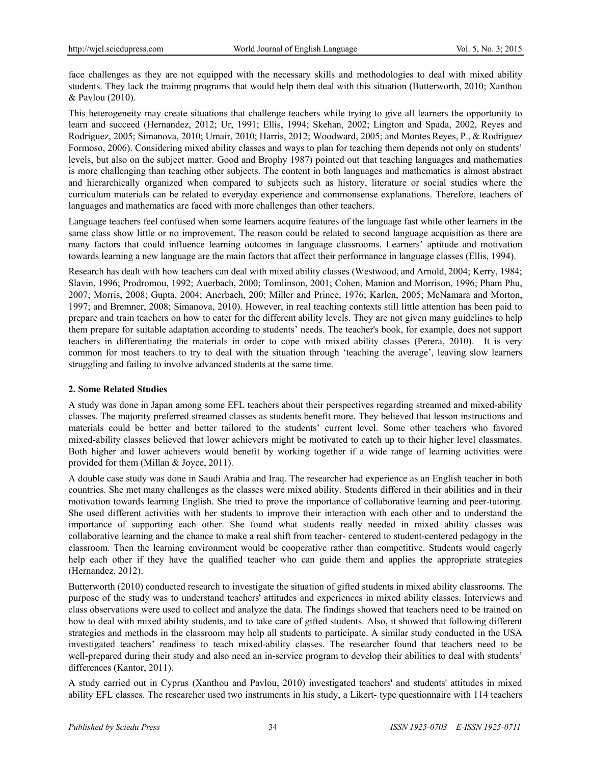face challenges as they are not equipped with the necessary skills and methodologies to deal with mixed ability students. They lack the training programs that would help them deal with this situation (Butterworth, 2010; Xanthou & Pavlou (2010).

This heterogeneity may create situations that challenge teachers while trying to give all learners the opportunity to learn and succeed (Hernandez, 2012; Ur, 1991; Ellis, 1994; Skehan, 2002; Lington and Spada, 2002, Reyes and Rodriguez, 2005; Simanova, 2010; Umair, 2010; Harris, 2012; Woodward, 2005; and Montes Reyes, P., & Rodríguez Formoso, 2006). Considering mixed ability classes and ways to plan for teaching them depends not only on students' levels, but also on the subject matter. Good and Brophy 1987) pointed out that teaching languages and mathematics is more challenging than teaching other subjects. The content in both languages and mathematics is almost abstract and hierarchically organized when compared to subjects such as history, literature or social studies where the curriculum materials can be related to everyday experience and commonsense explanations. Therefore, teachers of languages and mathematics are faced with more challenges than other teachers.

Language teachers feel confused when some learners acquire features of the language fast while other learners in the same class show little or no improvement. The reason could be related to second language acquisition as there are many factors that could influence learning outcomes in language classrooms. Learners' aptitude and motivation towards learning a new language are the main factors that affect their performance in language classes (Ellis, 1994).

Research has dealt with how teachers can deal with mixed ability classes (Westwood, and Arnold, 2004; Kerry, 1984; Slavin, 1996; Prodromou, 1992; Auerbach, 2000; Tomlinson, 2001; Cohen, Manion and Morrison, 1996; Pham Phu, 2007; Morris, 2008; Gupta, 2004; Anerbach, 200; Miller and Prince, 1976; Karlen, 2005; McNamara and Morton, 1997; and Bremner, 2008; Simanova, 2010). However, in real teaching contexts still little attention has been paid to prepare and train teachers on how to cater for the different ability levels. They are not given many guidelines to help them prepare for suitable adaptation according to students' needs. The teacher's book, for example, does not support teachers in differentiating the materials in order to cope with mixed ability classes (Perera, 2010). It is very common for most teachers to try to deal with the situation through 'teaching the average', leaving slow learners struggling and failing to involve advanced students at the same time.

## 2. Some Related Studies

A study was done in Japan among some EFL teachers about their perspectives regarding streamed and mixed-ability classes. The majority preferred streamed classes as students benefit more. They believed that lesson instructions and materials could be better and better tailored to the students' current level. Some other teachers who favored mixed-ability classes believed that lower achievers might be motivated to catch up to their higher level classmates. Both higher and lower achievers would benefit by working together if a wide range of learning activities were provided for them (Millan & Joyce, 2011).

A double case study was done in Saudi Arabia and Iraq. The researcher had experience as an English teacher in both countries. She met many challenges as the classes were mixed ability. Students differed in their abilities and in their motivation towards learning English. She tried to prove the importance of collaborative learning and peer-tutoring. She used different activities with her students to improve their interaction with each other and to understand the importance of supporting each other. She found what students really needed in mixed ability classes was collaborative learning and the chance to make a real shift from teacher- centered to student-centered pedagogy in the classroom. Then the learning environment would be cooperative rather than competitive. Students would eagerly help each other if they have the qualified teacher who can guide them and applies the appropriate strategies (Hernandez, 2012).

Butterworth (2010) conducted research to investigate the situation of gifted students in mixed ability classrooms. The purpose of the study was to understand teachers' attitudes and experiences in mixed ability classes. Interviews and class observations were used to collect and analyze the data. The findings showed that teachers need to be trained on how to deal with mixed ability students, and to take care of gifted students. Also, it showed that following different strategies and methods in the classroom may help all students to participate. A similar study conducted in the USA investigated teachers' readiness to teach mixed-ability classes. The researcher found that teachers need to be well-prepared during their study and also need an in-service program to develop their abilities to deal with students' differences (Kantor, 2011).

A study carried out in Cyprus (Xanthou and Pavlou, 2010) investigated teachers' and students' attitudes in mixed ability EFL classes. The researcher used two instruments in his study, a Likert- type questionnaire with 114 teachers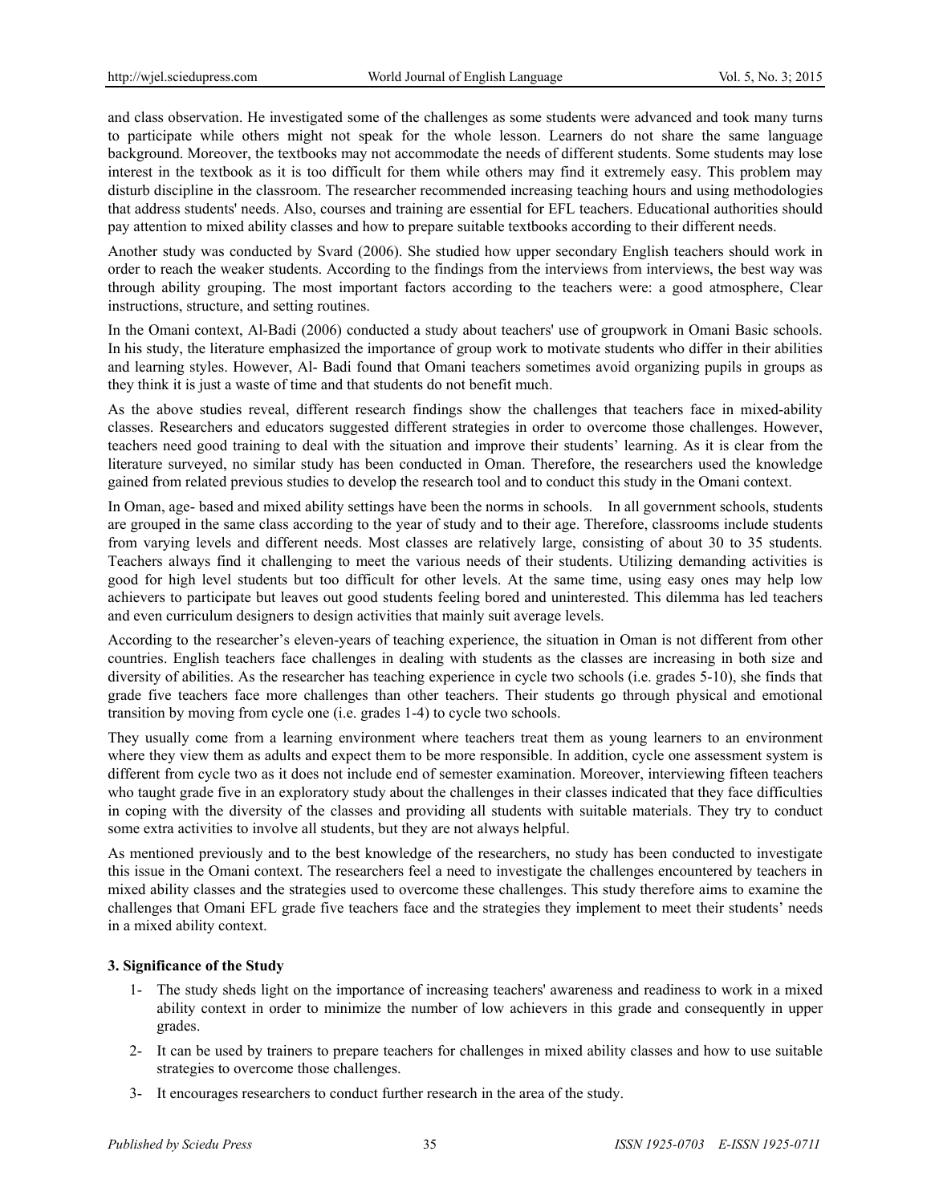and class observation. He investigated some of the challenges as some students were advanced and took many turns to participate while others might not speak for the whole lesson. Learners do not share the same language background. Moreover, the textbooks may not accommodate the needs of different students. Some students may lose interest in the textbook as it is too difficult for them while others may find it extremely easy. This problem may disturb discipline in the classroom. The researcher recommended increasing teaching hours and using methodologies that address students' needs. Also, courses and training are essential for EFL teachers. Educational authorities should pay attention to mixed ability classes and how to prepare suitable textbooks according to their different needs.

Another study was conducted by Svard (2006). She studied how upper secondary English teachers should work in order to reach the weaker students. According to the findings from the interviews from interviews, the best way was through ability grouping. The most important factors according to the teachers were: a good atmosphere, Clear instructions, structure, and setting routines.

In the Omani context, Al-Badi (2006) conducted a study about teachers' use of groupwork in Omani Basic schools. In his study, the literature emphasized the importance of group work to motivate students who differ in their abilities and learning styles. However, Al- Badi found that Omani teachers sometimes avoid organizing pupils in groups as they think it is just a waste of time and that students do not benefit much.

As the above studies reveal, different research findings show the challenges that teachers face in mixed-ability classes. Researchers and educators suggested different strategies in order to overcome those challenges. However, teachers need good training to deal with the situation and improve their students' learning. As it is clear from the literature surveyed, no similar study has been conducted in Oman. Therefore, the researchers used the knowledge gained from related previous studies to develop the research tool and to conduct this study in the Omani context.

In Oman, age- based and mixed ability settings have been the norms in schools. In all government schools, students are grouped in the same class according to the year of study and to their age. Therefore, classrooms include students from varying levels and different needs. Most classes are relatively large, consisting of about 30 to 35 students. Teachers always find it challenging to meet the various needs of their students. Utilizing demanding activities is good for high level students but too difficult for other levels. At the same time, using easy ones may help low achievers to participate but leaves out good students feeling bored and uninterested. This dilemma has led teachers and even curriculum designers to design activities that mainly suit average levels.

According to the researcher's eleven-years of teaching experience, the situation in Oman is not different from other countries. English teachers face challenges in dealing with students as the classes are increasing in both size and diversity of abilities. As the researcher has teaching experience in cycle two schools (i.e. grades 5-10), she finds that grade five teachers face more challenges than other teachers. Their students go through physical and emotional transition by moving from cycle one (i.e. grades 1-4) to cycle two schools.

They usually come from a learning environment where teachers treat them as young learners to an environment where they view them as adults and expect them to be more responsible. In addition, cycle one assessment system is different from cycle two as it does not include end of semester examination. Moreover, interviewing fifteen teachers who taught grade five in an exploratory study about the challenges in their classes indicated that they face difficulties in coping with the diversity of the classes and providing all students with suitable materials. They try to conduct some extra activities to involve all students, but they are not always helpful.

As mentioned previously and to the best knowledge of the researchers, no study has been conducted to investigate this issue in the Omani context. The researchers feel a need to investigate the challenges encountered by teachers in mixed ability classes and the strategies used to overcome these challenges. This study therefore aims to examine the challenges that Omani EFL grade five teachers face and the strategies they implement to meet their students' needs in a mixed ability context.

### 3. Significance of the Study

1- The study sheds light on the importance of increasing teachers' awareness and readiness to work in a mixed ability context in order to minimize the number of low achievers in this grade and consequently in upper grades.

2- It can be used by trainers to prepare teachers for challenges in mixed ability classes and how to use suitable strategies to overcome those challenges.

3- It encourages researchers to conduct further research in the area of the study.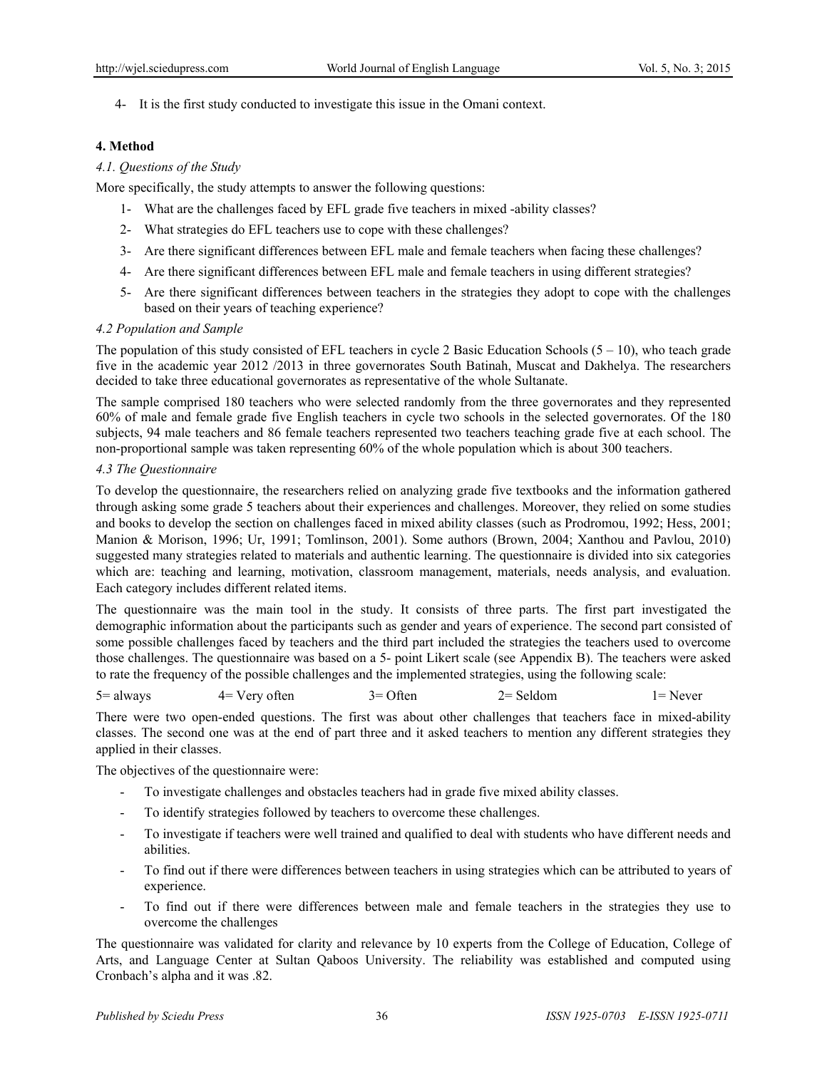4- It is the first study conducted to investigate this issue in the Omani context.

## 4. Method

### *4.1. Questions of the Study*

More specifically, the study attempts to answer the following questions:

1- What are the challenges faced by EFL grade five teachers in mixed -ability classes?

2- What strategies do EFL teachers use to cope with these challenges?

3- Are there significant differences between EFL male and female teachers when facing these challenges?

4- Are there significant differences between EFL male and female teachers in using different strategies?

5- Are there significant differences between teachers in the strategies they adopt to cope with the challenges based on their years of teaching experience?

### *4.2 Population and Sample*

The population of this study consisted of EFL teachers in cycle 2 Basic Education Schools (5 – 10), who teach grade five in the academic year 2012 /2013 in three governorates South Batinah, Muscat and Dakhelya. The researchers decided to take three educational governorates as representative of the whole Sultanate.

The sample comprised 180 teachers who were selected randomly from the three governorates and they represented 60% of male and female grade five English teachers in cycle two schools in the selected governorates. Of the 180 subjects, 94 male teachers and 86 female teachers represented two teachers teaching grade five at each school. The non-proportional sample was taken representing 60% of the whole population which is about 300 teachers.

### *4.3 The Questionnaire*

To develop the questionnaire, the researchers relied on analyzing grade five textbooks and the information gathered through asking some grade 5 teachers about their experiences and challenges. Moreover, they relied on some studies and books to develop the section on challenges faced in mixed ability classes (such as Prodromou, 1992; Hess, 2001; Manion & Morison, 1996; Ur, 1991; Tomlinson, 2001). Some authors (Brown, 2004; Xanthou and Pavlou, 2010) suggested many strategies related to materials and authentic learning. The questionnaire is divided into six categories which are: teaching and learning, motivation, classroom management, materials, needs analysis, and evaluation. Each category includes different related items.

The questionnaire was the main tool in the study. It consists of three parts. The first part investigated the demographic information about the participants such as gender and years of experience. The second part consisted of some possible challenges faced by teachers and the third part included the strategies the teachers used to overcome those challenges. The questionnaire was based on a 5- point Likert scale (see Appendix B). The teachers were asked to rate the frequency of the possible challenges and the implemented strategies, using the following scale:

5= always 4= Very often 3= Often 2= Seldom 1= Never

There were two open-ended questions. The first was about other challenges that teachers face in mixed-ability classes. The second one was at the end of part three and it asked teachers to mention any different strategies they applied in their classes.

The objectives of the questionnaire were:

- To investigate challenges and obstacles teachers had in grade five mixed ability classes.
- To identify strategies followed by teachers to overcome these challenges.
- To investigate if teachers were well trained and qualified to deal with students who have different needs and abilities.
- To find out if there were differences between teachers in using strategies which can be attributed to years of experience.
- To find out if there were differences between male and female teachers in the strategies they use to overcome the challenges

The questionnaire was validated for clarity and relevance by 10 experts from the College of Education, College of Arts, and Language Center at Sultan Qaboos University. The reliability was established and computed using Cronbach's alpha and it was .82.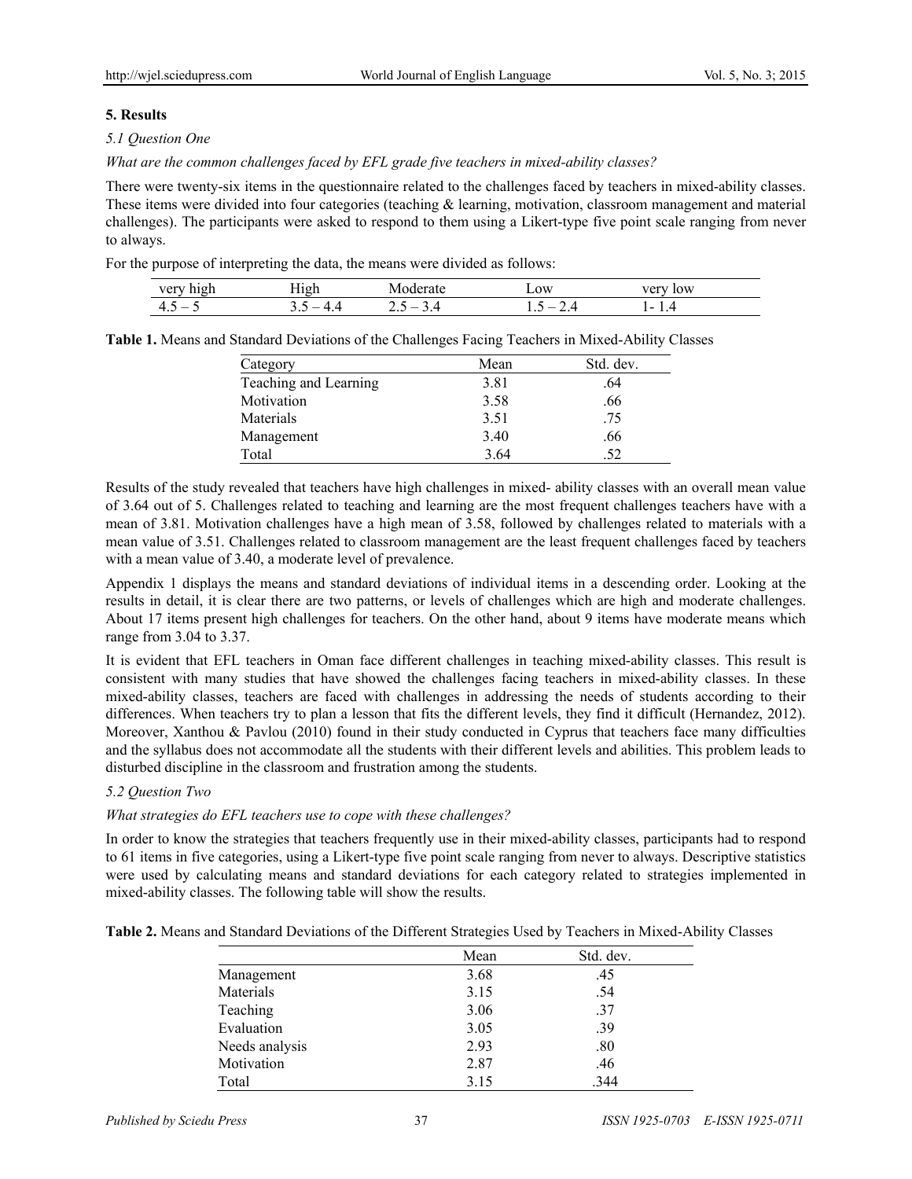## 5. Results

### *5.1 Question One*

*What are the common challenges faced by EFL grade five teachers in mixed-ability classes?*

There were twenty-six items in the questionnaire related to the challenges faced by teachers in mixed-ability classes. These items were divided into four categories (teaching & learning, motivation, classroom management and material challenges). The participants were asked to respond to them using a Likert-type five point scale ranging from never to always.

For the purpose of interpreting the data, the means were divided as follows:

| very high | High | Moderate | Low | very low |
|---|---|---|---|---|
| 4.5 – 5 | 3.5 – 4.4 | 2.5 – 3.4 | 1.5 – 2.4 | 1- 1.4 |

**Table 1.** Means and Standard Deviations of the Challenges Facing Teachers in Mixed-Ability Classes

| Category | Mean | Std. dev. |
|---|---|---|
| Teaching and Learning | 3.81 | .64 |
| Motivation | 3.58 | .66 |
| Materials | 3.51 | .75 |
| Management | 3.40 | .66 |
| Total | 3.64 | .52 |

Results of the study revealed that teachers have high challenges in mixed- ability classes with an overall mean value of 3.64 out of 5. Challenges related to teaching and learning are the most frequent challenges teachers have with a mean of 3.81. Motivation challenges have a high mean of 3.58, followed by challenges related to materials with a mean value of 3.51. Challenges related to classroom management are the least frequent challenges faced by teachers with a mean value of 3.40, a moderate level of prevalence.

Appendix 1 displays the means and standard deviations of individual items in a descending order. Looking at the results in detail, it is clear there are two patterns, or levels of challenges which are high and moderate challenges. About 17 items present high challenges for teachers. On the other hand, about 9 items have moderate means which range from 3.04 to 3.37.

It is evident that EFL teachers in Oman face different challenges in teaching mixed-ability classes. This result is consistent with many studies that have showed the challenges facing teachers in mixed-ability classes. In these mixed-ability classes, teachers are faced with challenges in addressing the needs of students according to their differences. When teachers try to plan a lesson that fits the different levels, they find it difficult (Hernandez, 2012). Moreover, Xanthou & Pavlou (2010) found in their study conducted in Cyprus that teachers face many difficulties and the syllabus does not accommodate all the students with their different levels and abilities. This problem leads to disturbed discipline in the classroom and frustration among the students.

### *5.2 Question Two*

*What strategies do EFL teachers use to cope with these challenges?*

In order to know the strategies that teachers frequently use in their mixed-ability classes, participants had to respond to 61 items in five categories, using a Likert-type five point scale ranging from never to always. Descriptive statistics were used by calculating means and standard deviations for each category related to strategies implemented in mixed-ability classes. The following table will show the results.

**Table 2.** Means and Standard Deviations of the Different Strategies Used by Teachers in Mixed-Ability Classes

| | Mean | Std. dev. |
|---|---|---|
| Management | 3.68 | .45 |
| Materials | 3.15 | .54 |
| Teaching | 3.06 | .37 |
| Evaluation | 3.05 | .39 |
| Needs analysis | 2.93 | .80 |
| Motivation | 2.87 | .46 |
| Total | 3.15 | .344 |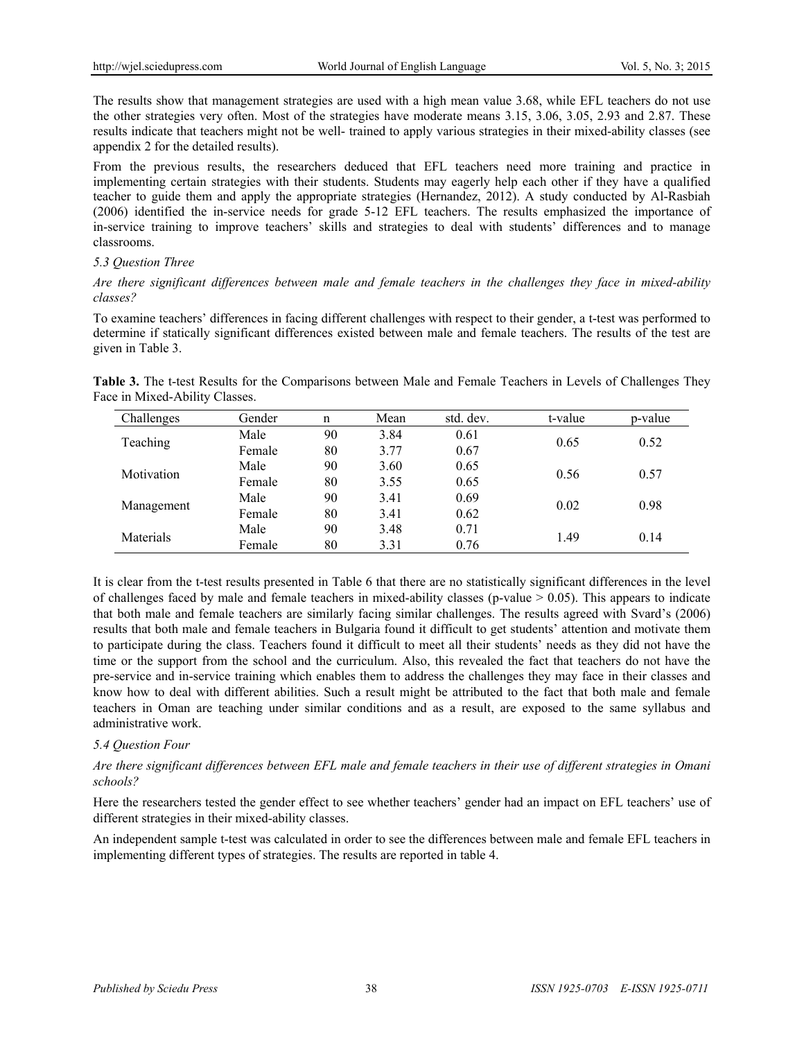The results show that management strategies are used with a high mean value 3.68, while EFL teachers do not use the other strategies very often. Most of the strategies have moderate means 3.15, 3.06, 3.05, 2.93 and 2.87. These results indicate that teachers might not be well- trained to apply various strategies in their mixed-ability classes (see appendix 2 for the detailed results).

From the previous results, the researchers deduced that EFL teachers need more training and practice in implementing certain strategies with their students. Students may eagerly help each other if they have a qualified teacher to guide them and apply the appropriate strategies (Hernandez, 2012). A study conducted by Al-Rasbiah (2006) identified the in-service needs for grade 5-12 EFL teachers. The results emphasized the importance of in-service training to improve teachers' skills and strategies to deal with students' differences and to manage classrooms.

### *5.3 Question Three*

*Are there significant differences between male and female teachers in the challenges they face in mixed-ability classes?*

To examine teachers' differences in facing different challenges with respect to their gender, a t-test was performed to determine if statically significant differences existed between male and female teachers. The results of the test are given in Table 3.

**Table 3.** The t-test Results for the Comparisons between Male and Female Teachers in Levels of Challenges They Face in Mixed-Ability Classes.

| Challenges | Gender | n | Mean | std. dev. | t-value | p-value |
|---|---|---|---|---|---|---|
| Teaching | Male | 90 | 3.84 | 0.61 | 0.65 | 0.52 |
| | Female | 80 | 3.77 | 0.67 | | |
| Motivation | Male | 90 | 3.60 | 0.65 | 0.56 | 0.57 |
| | Female | 80 | 3.55 | 0.65 | | |
| Management | Male | 90 | 3.41 | 0.69 | 0.02 | 0.98 |
| | Female | 80 | 3.41 | 0.62 | | |
| Materials | Male | 90 | 3.48 | 0.71 | 1.49 | 0.14 |
| | Female | 80 | 3.31 | 0.76 | | |

It is clear from the t-test results presented in Table 6 that there are no statistically significant differences in the level of challenges faced by male and female teachers in mixed-ability classes (p-value $> 0.05$). This appears to indicate that both male and female teachers are similarly facing similar challenges. The results agreed with Svard's (2006) results that both male and female teachers in Bulgaria found it difficult to get students' attention and motivate them to participate during the class. Teachers found it difficult to meet all their students' needs as they did not have the time or the support from the school and the curriculum. Also, this revealed the fact that teachers do not have the pre-service and in-service training which enables them to address the challenges they may face in their classes and know how to deal with different abilities. Such a result might be attributed to the fact that both male and female teachers in Oman are teaching under similar conditions and as a result, are exposed to the same syllabus and administrative work.

### *5.4 Question Four*

*Are there significant differences between EFL male and female teachers in their use of different strategies in Omani schools?*

Here the researchers tested the gender effect to see whether teachers' gender had an impact on EFL teachers' use of different strategies in their mixed-ability classes.

An independent sample t-test was calculated in order to see the differences between male and female EFL teachers in implementing different types of strategies. The results are reported in table 4.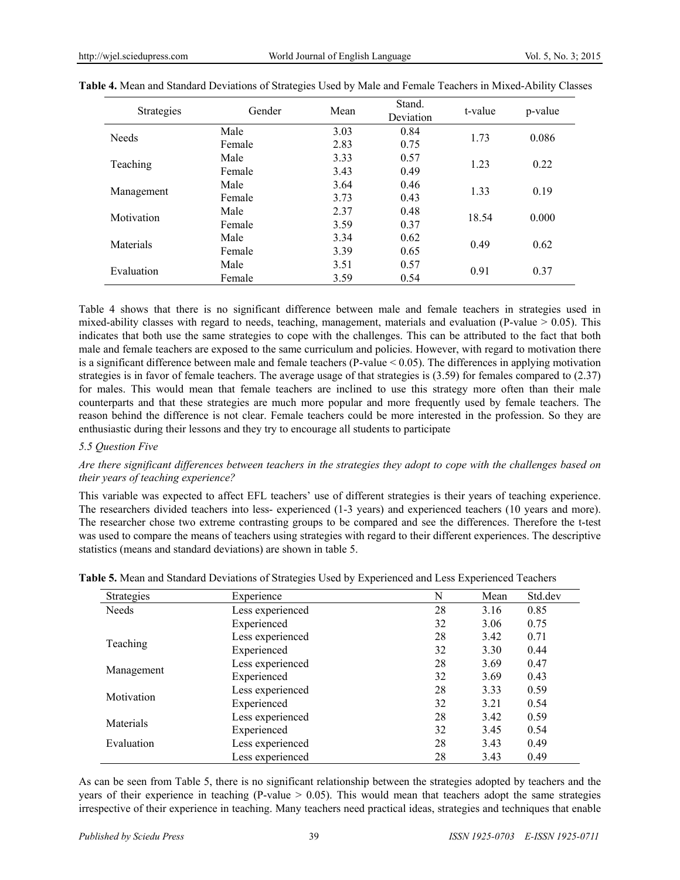**Table 4.** Mean and Standard Deviations of Strategies Used by Male and Female Teachers in Mixed-Ability Classes

| Strategies | Gender | Mean | Stand. Deviation | t-value | p-value |
|---|---|---|---|---|---|
| Needs | Male | 3.03 | 0.84 | 1.73 | 0.086 |
| | Female | 2.83 | 0.75 | | |
| Teaching | Male | 3.33 | 0.57 | 1.23 | 0.22 |
| | Female | 3.43 | 0.49 | | |
| Management | Male | 3.64 | 0.46 | 1.33 | 0.19 |
| | Female | 3.73 | 0.43 | | |
| Motivation | Male | 2.37 | 0.48 | 18.54 | 0.000 |
| | Female | 3.59 | 0.37 | | |
| Materials | Male | 3.34 | 0.62 | 0.49 | 0.62 |
| | Female | 3.39 | 0.65 | | |
| Evaluation | Male | 3.51 | 0.57 | 0.91 | 0.37 |
| | Female | 3.59 | 0.54 | | |

Table 4 shows that there is no significant difference between male and female teachers in strategies used in mixed-ability classes with regard to needs, teaching, management, materials and evaluation (P-value > 0.05). This indicates that both use the same strategies to cope with the challenges. This can be attributed to the fact that both male and female teachers are exposed to the same curriculum and policies. However, with regard to motivation there is a significant difference between male and female teachers (P-value < 0.05). The differences in applying motivation strategies is in favor of female teachers. The average usage of that strategies is (3.59) for females compared to (2.37) for males. This would mean that female teachers are inclined to use this strategy more often than their male counterparts and that these strategies are much more popular and more frequently used by female teachers. The reason behind the difference is not clear. Female teachers could be more interested in the profession. So they are enthusiastic during their lessons and they try to encourage all students to participate

### *5.5 Question Five*

*Are there significant differences between teachers in the strategies they adopt to cope with the challenges based on their years of teaching experience?*

This variable was expected to affect EFL teachers' use of different strategies is their years of teaching experience. The researchers divided teachers into less- experienced (1-3 years) and experienced teachers (10 years and more). The researcher chose two extreme contrasting groups to be compared and see the differences. Therefore the t-test was used to compare the means of teachers using strategies with regard to their different experiences. The descriptive statistics (means and standard deviations) are shown in table 5.

**Table 5.** Mean and Standard Deviations of Strategies Used by Experienced and Less Experienced Teachers

| Strategies | Experience | N | Mean | Std.dev |
|---|---|---|---|---|
| Needs | Less experienced | 28 | 3.16 | 0.85 |
| | Experienced | 32 | 3.06 | 0.75 |
| Teaching | Less experienced | 28 | 3.42 | 0.71 |
| | Experienced | 32 | 3.30 | 0.44 |
| Management | Less experienced | 28 | 3.69 | 0.47 |
| | Experienced | 32 | 3.69 | 0.43 |
| Motivation | Less experienced | 28 | 3.33 | 0.59 |
| | Experienced | 32 | 3.21 | 0.54 |
| Materials | Less experienced | 28 | 3.42 | 0.59 |
| | Experienced | 32 | 3.45 | 0.54 |
| Evaluation | Less experienced | 28 | 3.43 | 0.49 |
| | Less experienced | 28 | 3.43 | 0.49 |

As can be seen from Table 5, there is no significant relationship between the strategies adopted by teachers and the years of their experience in teaching (P-value > 0.05). This would mean that teachers adopt the same strategies irrespective of their experience in teaching. Many teachers need practical ideas, strategies and techniques that enable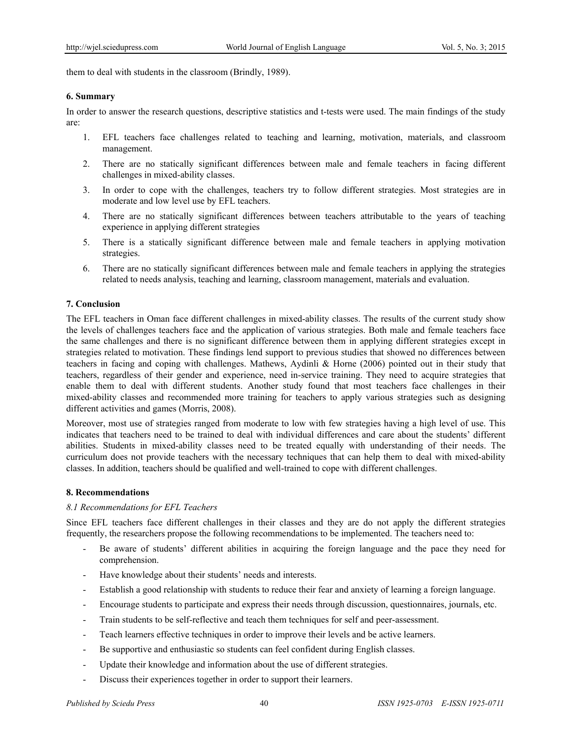them to deal with students in the classroom (Brindly, 1989).

### 6. Summary

In order to answer the research questions, descriptive statistics and t-tests were used. The main findings of the study are:

1. EFL teachers face challenges related to teaching and learning, motivation, materials, and classroom management.
2. There are no statically significant differences between male and female teachers in facing different challenges in mixed-ability classes.
3. In order to cope with the challenges, teachers try to follow different strategies. Most strategies are in moderate and low level use by EFL teachers.
4. There are no statically significant differences between teachers attributable to the years of teaching experience in applying different strategies
5. There is a statically significant difference between male and female teachers in applying motivation strategies.
6. There are no statically significant differences between male and female teachers in applying the strategies related to needs analysis, teaching and learning, classroom management, materials and evaluation.

### 7. Conclusion

The EFL teachers in Oman face different challenges in mixed-ability classes. The results of the current study show the levels of challenges teachers face and the application of various strategies. Both male and female teachers face the same challenges and there is no significant difference between them in applying different strategies except in strategies related to motivation. These findings lend support to previous studies that showed no differences between teachers in facing and coping with challenges. Mathews, Aydinli & Horne (2006) pointed out in their study that teachers, regardless of their gender and experience, need in-service training. They need to acquire strategies that enable them to deal with different students. Another study found that most teachers face challenges in their mixed-ability classes and recommended more training for teachers to apply various strategies such as designing different activities and games (Morris, 2008).

Moreover, most use of strategies ranged from moderate to low with few strategies having a high level of use. This indicates that teachers need to be trained to deal with individual differences and care about the students' different abilities. Students in mixed-ability classes need to be treated equally with understanding of their needs. The curriculum does not provide teachers with the necessary techniques that can help them to deal with mixed-ability classes. In addition, teachers should be qualified and well-trained to cope with different challenges.

### 8. Recommendations

#### *8.1 Recommendations for EFL Teachers*

Since EFL teachers face different challenges in their classes and they are do not apply the different strategies frequently, the researchers propose the following recommendations to be implemented. The teachers need to:

- Be aware of students' different abilities in acquiring the foreign language and the pace they need for comprehension.
- Have knowledge about their students' needs and interests.
- Establish a good relationship with students to reduce their fear and anxiety of learning a foreign language.
- Encourage students to participate and express their needs through discussion, questionnaires, journals, etc.
- Train students to be self-reflective and teach them techniques for self and peer-assessment.
- Teach learners effective techniques in order to improve their levels and be active learners.
- Be supportive and enthusiastic so students can feel confident during English classes.
- Update their knowledge and information about the use of different strategies.
- Discuss their experiences together in order to support their learners.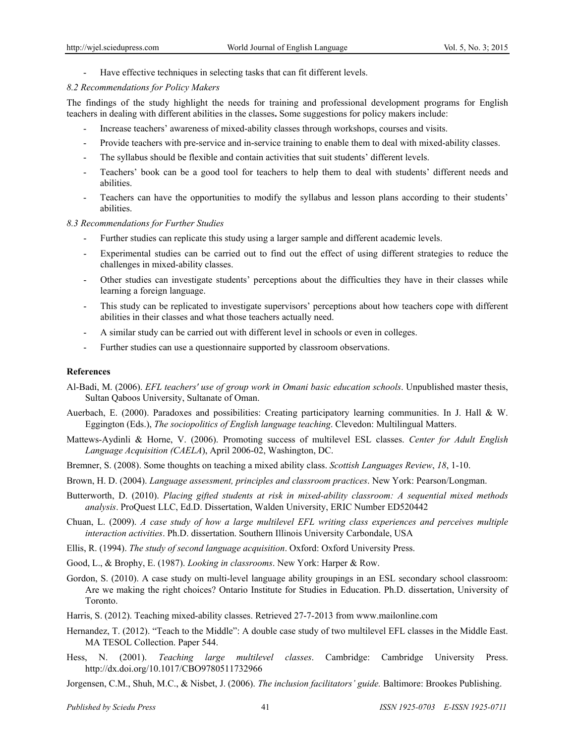- Have effective techniques in selecting tasks that can fit different levels.

*8.2 Recommendations for Policy Makers*

The findings of the study highlight the needs for training and professional development programs for English teachers in dealing with different abilities in the classes**.** Some suggestions for policy makers include:

- Increase teachers' awareness of mixed-ability classes through workshops, courses and visits.
- Provide teachers with pre-service and in-service training to enable them to deal with mixed-ability classes.
- The syllabus should be flexible and contain activities that suit students' different levels.
- Teachers' book can be a good tool for teachers to help them to deal with students' different needs and abilities.
- Teachers can have the opportunities to modify the syllabus and lesson plans according to their students' abilities.

*8.3 Recommendations for Further Studies*

- Further studies can replicate this study using a larger sample and different academic levels.
- Experimental studies can be carried out to find out the effect of using different strategies to reduce the challenges in mixed-ability classes.
- Other studies can investigate students' perceptions about the difficulties they have in their classes while learning a foreign language.
- This study can be replicated to investigate supervisors' perceptions about how teachers cope with different abilities in their classes and what those teachers actually need.
- A similar study can be carried out with different level in schools or even in colleges.
- Further studies can use a questionnaire supported by classroom observations.

## References

Al-Badi, M. (2006). *EFL teachers' use of group work in Omani basic education schools*. Unpublished master thesis, Sultan Qaboos University, Sultanate of Oman.

Auerbach, E. (2000). Paradoxes and possibilities: Creating participatory learning communities. In J. Hall & W. Eggington (Eds.), *The sociopolitics of English language teaching*. Clevedon: Multilingual Matters.

Mattews-Aydinli & Horne, V. (2006). Promoting success of multilevel ESL classes. *Center for Adult English Language Acquisition (CAELA*), April 2006-02, Washington, DC.

Bremner, S. (2008). Some thoughts on teaching a mixed ability class. *Scottish Languages Review*, *18*, 1-10.

Brown, H. D. (2004). *Language assessment, principles and classroom practices*. New York: Pearson/Longman.

Butterworth, D. (2010). *Placing gifted students at risk in mixed-ability classroom: A sequential mixed methods analysis*. ProQuest LLC, Ed.D. Dissertation, Walden University, ERIC Number ED520442

Chuan, L. (2009). *A case study of how a large multilevel EFL writing class experiences and perceives multiple interaction activities*. Ph.D. dissertation. Southern Illinois University Carbondale, USA

Ellis, R. (1994). *The study of second language acquisition*. Oxford: Oxford University Press.

Good, L., & Brophy, E. (1987). *Looking in classrooms*. New York: Harper & Row.

Gordon, S. (2010). A case study on multi-level language ability groupings in an ESL secondary school classroom: Are we making the right choices? Ontario Institute for Studies in Education. Ph.D. dissertation, University of Toronto.

Harris, S. (2012). Teaching mixed-ability classes. Retrieved 27-7-2013 from www.mailonline.com

Hernandez, T. (2012). "Teach to the Middle": A double case study of two multilevel EFL classes in the Middle East. MA TESOL Collection. Paper 544.

Hess, N. (2001). *Teaching large multilevel classes*. Cambridge: Cambridge University Press. http://dx.doi.org/10.1017/CBO9780511732966

Jorgensen, C.M., Shuh, M.C., & Nisbet, J. (2006). *The inclusion facilitators' guide.* Baltimore: Brookes Publishing.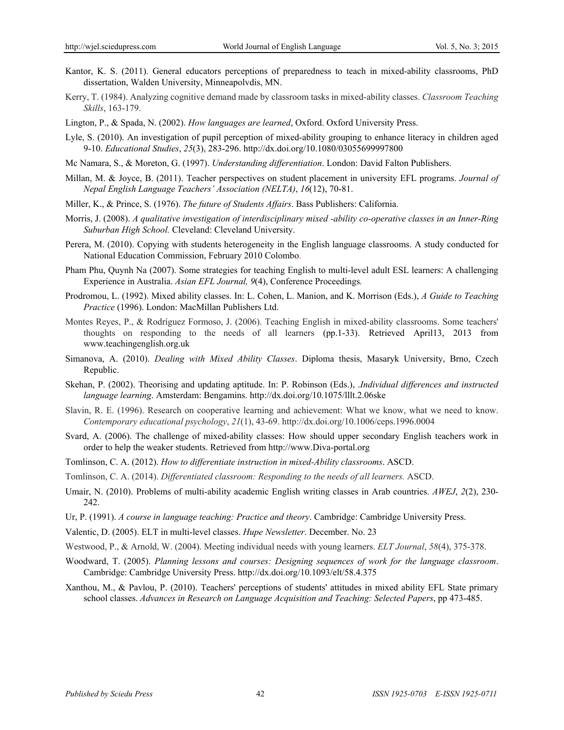Kantor, K. S. (2011). General educators perceptions of preparedness to teach in mixed-ability classrooms, PhD dissertation, Walden University, Minneapolvdis, MN.

Kerry, T. (1984). Analyzing cognitive demand made by classroom tasks in mixed-ability classes. *Classroom Teaching Skills*, 163-179.

Lington, P., & Spada, N. (2002). *How languages are learned*, Oxford. Oxford University Press.

Lyle, S. (2010). An investigation of pupil perception of mixed-ability grouping to enhance literacy in children aged 9-10. *Educational Studies*, *25*(3), 283-296. http://dx.doi.org/10.1080/03055699997800

Mc Namara, S., & Moreton, G. (1997). *Understanding differentiation*. London: David Falton Publishers.

Millan, M. & Joyce, B. (2011). Teacher perspectives on student placement in university EFL programs. *Journal of Nepal English Language Teachers' Association (NELTA)*, *16*(12), 70-81.

Miller, K., & Prince, S. (1976). *The future of Students Affairs*. Bass Publishers: California.

Morris, J. (2008). *A qualitative investigation of interdisciplinary mixed -ability co-operative classes in an Inner-Ring Suburban High School.* Cleveland: Cleveland University.

Perera, M. (2010). Copying with students heterogeneity in the English language classrooms. A study conducted for National Education Commission, February 2010 Colombo.

Pham Phu, Quynh Na (2007). Some strategies for teaching English to multi-level adult ESL learners: A challenging Experience in Australia. *Asian EFL Journal, 9*(4), Conference Proceedings*.*

Prodromou, L. (1992). Mixed ability classes. In: L. Cohen, L. Manion, and K. Morrison (Eds.), *A Guide to Teaching Practice* (1996). London: MacMillan Publishers Ltd.

Montes Reyes, P., & Rodríguez Formoso, J. (2006). Teaching English in mixed-ability classrooms. Some teachers' thoughts on responding to the needs of all learners (pp.1-33). Retrieved April13, 2013 from www.teachingenglish.org.uk

Simanova, A. (2010). *Dealing with Mixed Ability Classes*. Diploma thesis, Masaryk University, Brno, Czech Republic.

Skehan, P. (2002). Theorising and updating aptitude. In: P. Robinson (Eds.), .*Individual differences and instructed language learning*. Amsterdam: Bengamins. http://dx.doi.org/10.1075/lllt.2.06ske

Slavin, R. E. (1996). Research on cooperative learning and achievement: What we know, what we need to know. *Contemporary educational psychology*, *21*(1), 43-69. http://dx.doi.org/10.1006/ceps.1996.0004

Svard, A. (2006). The challenge of mixed-ability classes: How should upper secondary English teachers work in order to help the weaker students. Retrieved from http://www.Diva-portal.org

Tomlinson, C. A. (2012). *How to differentiate instruction in mixed-Ability classrooms*. ASCD.

Tomlinson, C. A. (2014). *Differentiated classroom: Responding to the needs of all learners.* ASCD.

Umair, N. (2010). Problems of multi-ability academic English writing classes in Arab countries. *AWEJ*, *2*(2), 230-242.

Ur, P. (1991). *A course in language teaching: Practice and theory*. Cambridge: Cambridge University Press.

Valentic, D. (2005). ELT in multi-level classes. *Hupe Newsletter*. December. No. 23

Westwood, P., & Arnold, W. (2004). Meeting individual needs with young learners. *ELT Journal*, *58*(4), 375-378.

Woodward, T. (2005). *Planning lessons and courses: Designing sequences of work for the language classroom*. Cambridge: Cambridge University Press. http://dx.doi.org/10.1093/elt/58.4.375

Xanthou, M., & Pavlou, P. (2010). Teachers' perceptions of students' attitudes in mixed ability EFL State primary school classes. *Advances in Research on Language Acquisition and Teaching: Selected Papers*, pp 473-485.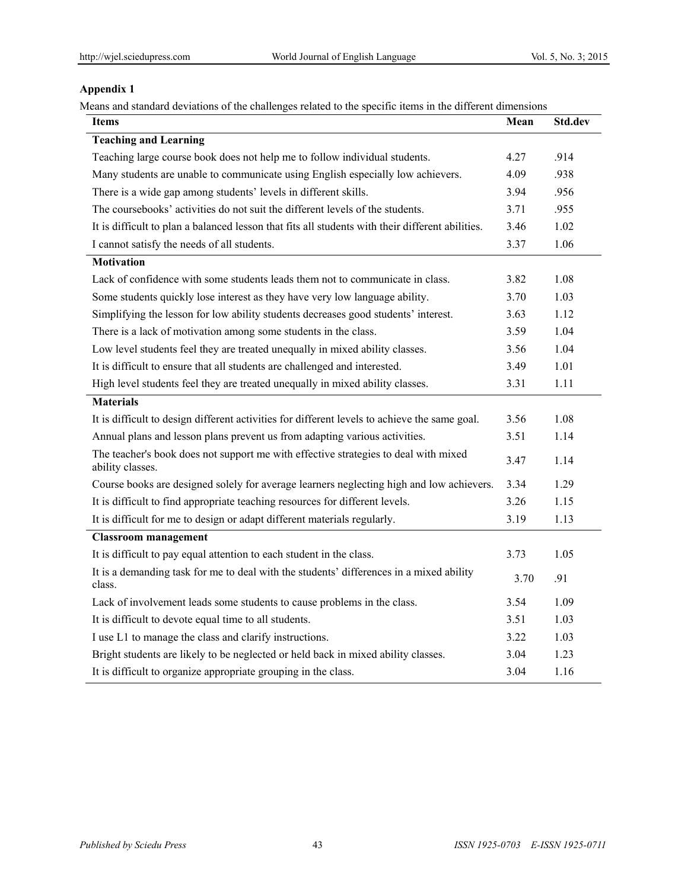## Appendix 1

Means and standard deviations of the challenges related to the specific items in the different dimensions

| Items | Mean | Std.dev |
|---|---|---|
| **Teaching and Learning** | | |
| Teaching large course book does not help me to follow individual students. | 4.27 | .914 |
| Many students are unable to communicate using English especially low achievers. | 4.09 | .938 |
| There is a wide gap among students' levels in different skills. | 3.94 | .956 |
| The coursebooks' activities do not suit the different levels of the students. | 3.71 | .955 |
| It is difficult to plan a balanced lesson that fits all students with their different abilities. | 3.46 | 1.02 |
| I cannot satisfy the needs of all students. | 3.37 | 1.06 |
| **Motivation** | | |
| Lack of confidence with some students leads them not to communicate in class. | 3.82 | 1.08 |
| Some students quickly lose interest as they have very low language ability. | 3.70 | 1.03 |
| Simplifying the lesson for low ability students decreases good students' interest. | 3.63 | 1.12 |
| There is a lack of motivation among some students in the class. | 3.59 | 1.04 |
| Low level students feel they are treated unequally in mixed ability classes. | 3.56 | 1.04 |
| It is difficult to ensure that all students are challenged and interested. | 3.49 | 1.01 |
| High level students feel they are treated unequally in mixed ability classes. | 3.31 | 1.11 |
| **Materials** | | |
| It is difficult to design different activities for different levels to achieve the same goal. | 3.56 | 1.08 |
| Annual plans and lesson plans prevent us from adapting various activities. | 3.51 | 1.14 |
| The teacher's book does not support me with effective strategies to deal with mixed ability classes. | 3.47 | 1.14 |
| Course books are designed solely for average learners neglecting high and low achievers. | 3.34 | 1.29 |
| It is difficult to find appropriate teaching resources for different levels. | 3.26 | 1.15 |
| It is difficult for me to design or adapt different materials regularly. | 3.19 | 1.13 |
| **Classroom management** | | |
| It is difficult to pay equal attention to each student in the class. | 3.73 | 1.05 |
| It is a demanding task for me to deal with the students' differences in a mixed ability class. | 3.70 | .91 |
| Lack of involvement leads some students to cause problems in the class. | 3.54 | 1.09 |
| It is difficult to devote equal time to all students. | 3.51 | 1.03 |
| I use L1 to manage the class and clarify instructions. | 3.22 | 1.03 |
| Bright students are likely to be neglected or held back in mixed ability classes. | 3.04 | 1.23 |
| It is difficult to organize appropriate grouping in the class. | 3.04 | 1.16 |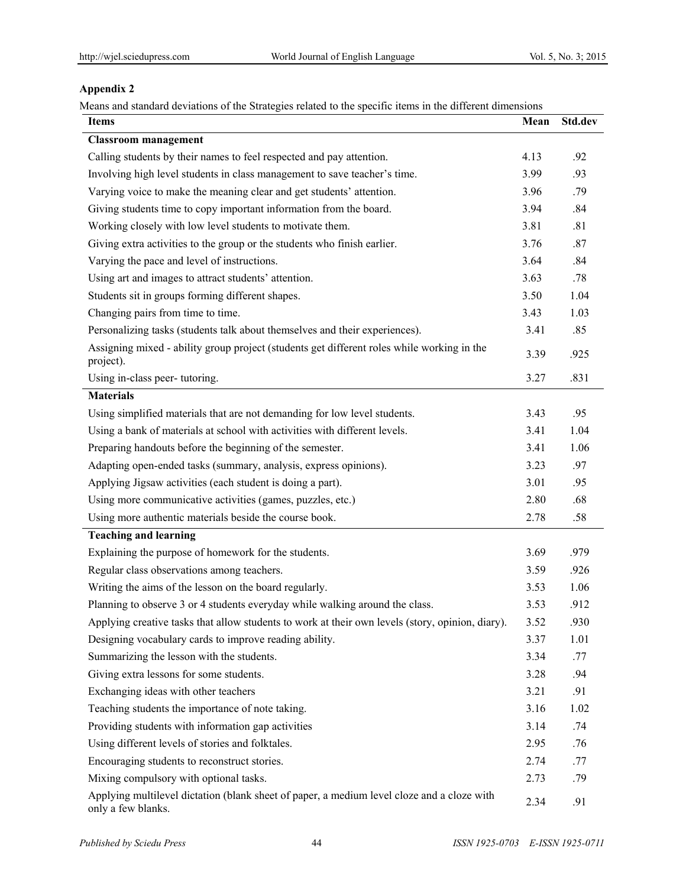## Appendix 2

Means and standard deviations of the Strategies related to the specific items in the different dimensions

| Items | Mean | Std.dev |
|---|---|---|
| **Classroom management** | | |
| Calling students by their names to feel respected and pay attention. | 4.13 | .92 |
| Involving high level students in class management to save teacher's time. | 3.99 | .93 |
| Varying voice to make the meaning clear and get students' attention. | 3.96 | .79 |
| Giving students time to copy important information from the board. | 3.94 | .84 |
| Working closely with low level students to motivate them. | 3.81 | .81 |
| Giving extra activities to the group or the students who finish earlier. | 3.76 | .87 |
| Varying the pace and level of instructions. | 3.64 | .84 |
| Using art and images to attract students' attention. | 3.63 | .78 |
| Students sit in groups forming different shapes. | 3.50 | 1.04 |
| Changing pairs from time to time. | 3.43 | 1.03 |
| Personalizing tasks (students talk about themselves and their experiences). | 3.41 | .85 |
| Assigning mixed - ability group project (students get different roles while working in the project). | 3.39 | .925 |
| Using in-class peer- tutoring. | 3.27 | .831 |
| **Materials** | | |
| Using simplified materials that are not demanding for low level students. | 3.43 | .95 |
| Using a bank of materials at school with activities with different levels. | 3.41 | 1.04 |
| Preparing handouts before the beginning of the semester. | 3.41 | 1.06 |
| Adapting open-ended tasks (summary, analysis, express opinions). | 3.23 | .97 |
| Applying Jigsaw activities (each student is doing a part). | 3.01 | .95 |
| Using more communicative activities (games, puzzles, etc.) | 2.80 | .68 |
| Using more authentic materials beside the course book. | 2.78 | .58 |
| **Teaching and learning** | | |
| Explaining the purpose of homework for the students. | 3.69 | .979 |
| Regular class observations among teachers. | 3.59 | .926 |
| Writing the aims of the lesson on the board regularly. | 3.53 | 1.06 |
| Planning to observe 3 or 4 students everyday while walking around the class. | 3.53 | .912 |
| Applying creative tasks that allow students to work at their own levels (story, opinion, diary). | 3.52 | .930 |
| Designing vocabulary cards to improve reading ability. | 3.37 | 1.01 |
| Summarizing the lesson with the students. | 3.34 | .77 |
| Giving extra lessons for some students. | 3.28 | .94 |
| Exchanging ideas with other teachers | 3.21 | .91 |
| Teaching students the importance of note taking. | 3.16 | 1.02 |
| Providing students with information gap activities | 3.14 | .74 |
| Using different levels of stories and folktales. | 2.95 | .76 |
| Encouraging students to reconstruct stories. | 2.74 | .77 |
| Mixing compulsory with optional tasks. | 2.73 | .79 |
| Applying multilevel dictation (blank sheet of paper, a medium level cloze and a cloze with only a few blanks. | 2.34 | .91 |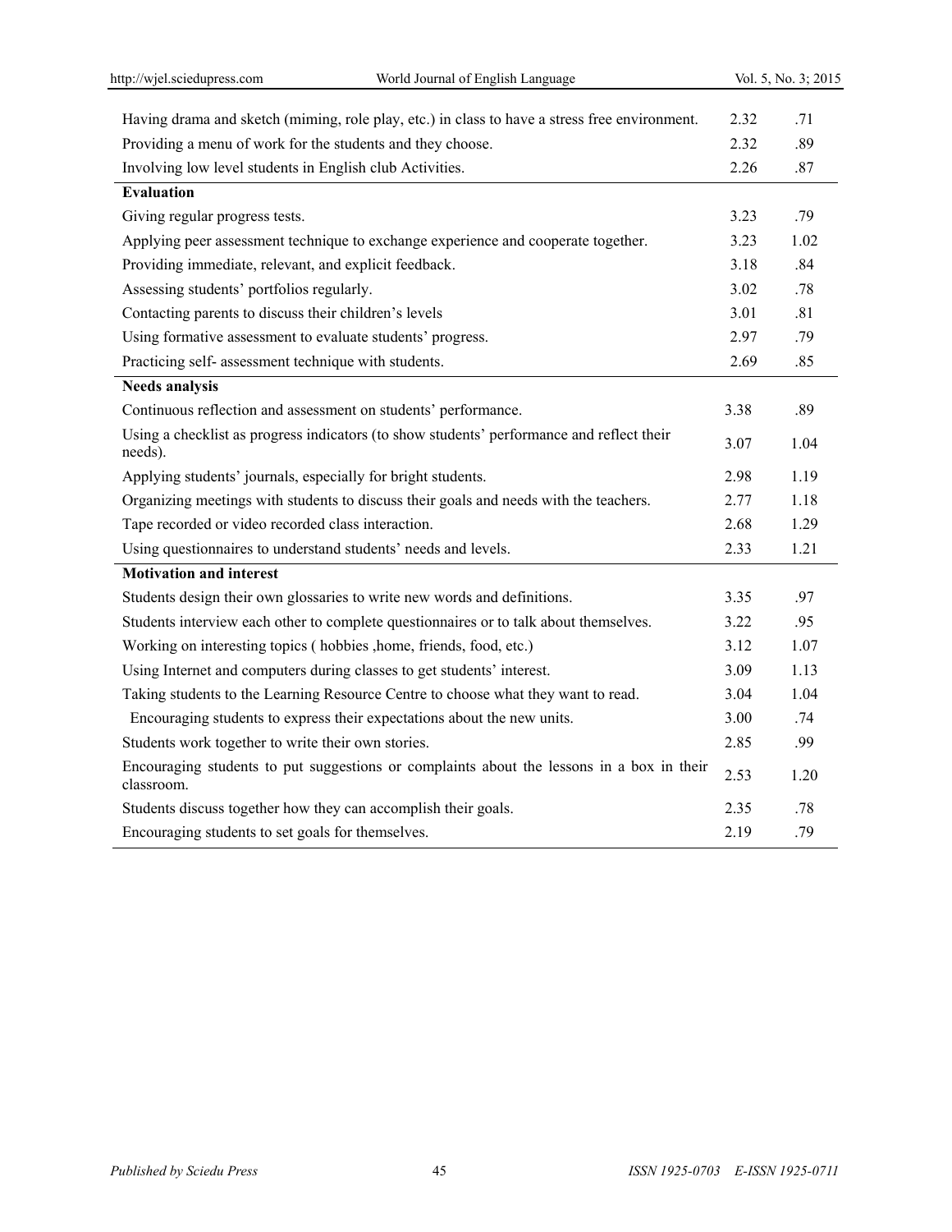| | | |
|---|---|---|
| Having drama and sketch (miming, role play, etc.) in class to have a stress free environment. | 2.32 | .71 |
| Providing a menu of work for the students and they choose. | 2.32 | .89 |
| Involving low level students in English club Activities. | 2.26 | .87 |
| **Evaluation** | | |
| Giving regular progress tests. | 3.23 | .79 |
| Applying peer assessment technique to exchange experience and cooperate together. | 3.23 | 1.02 |
| Providing immediate, relevant, and explicit feedback. | 3.18 | .84 |
| Assessing students' portfolios regularly. | 3.02 | .78 |
| Contacting parents to discuss their children's levels | 3.01 | .81 |
| Using formative assessment to evaluate students' progress. | 2.97 | .79 |
| Practicing self- assessment technique with students. | 2.69 | .85 |
| **Needs analysis** | | |
| Continuous reflection and assessment on students' performance. | 3.38 | .89 |
| Using a checklist as progress indicators (to show students' performance and reflect their needs). | 3.07 | 1.04 |
| Applying students' journals, especially for bright students. | 2.98 | 1.19 |
| Organizing meetings with students to discuss their goals and needs with the teachers. | 2.77 | 1.18 |
| Tape recorded or video recorded class interaction. | 2.68 | 1.29 |
| Using questionnaires to understand students' needs and levels. | 2.33 | 1.21 |
| **Motivation and interest** | | |
| Students design their own glossaries to write new words and definitions. | 3.35 | .97 |
| Students interview each other to complete questionnaires or to talk about themselves. | 3.22 | .95 |
| Working on interesting topics ( hobbies ,home, friends, food, etc.) | 3.12 | 1.07 |
| Using Internet and computers during classes to get students' interest. | 3.09 | 1.13 |
| Taking students to the Learning Resource Centre to choose what they want to read. | 3.04 | 1.04 |
| Encouraging students to express their expectations about the new units. | 3.00 | .74 |
| Students work together to write their own stories. | 2.85 | .99 |
| Encouraging students to put suggestions or complaints about the lessons in a box in their classroom. | 2.53 | 1.20 |
| Students discuss together how they can accomplish their goals. | 2.35 | .78 |
| Encouraging students to set goals for themselves. | 2.19 | .79 |